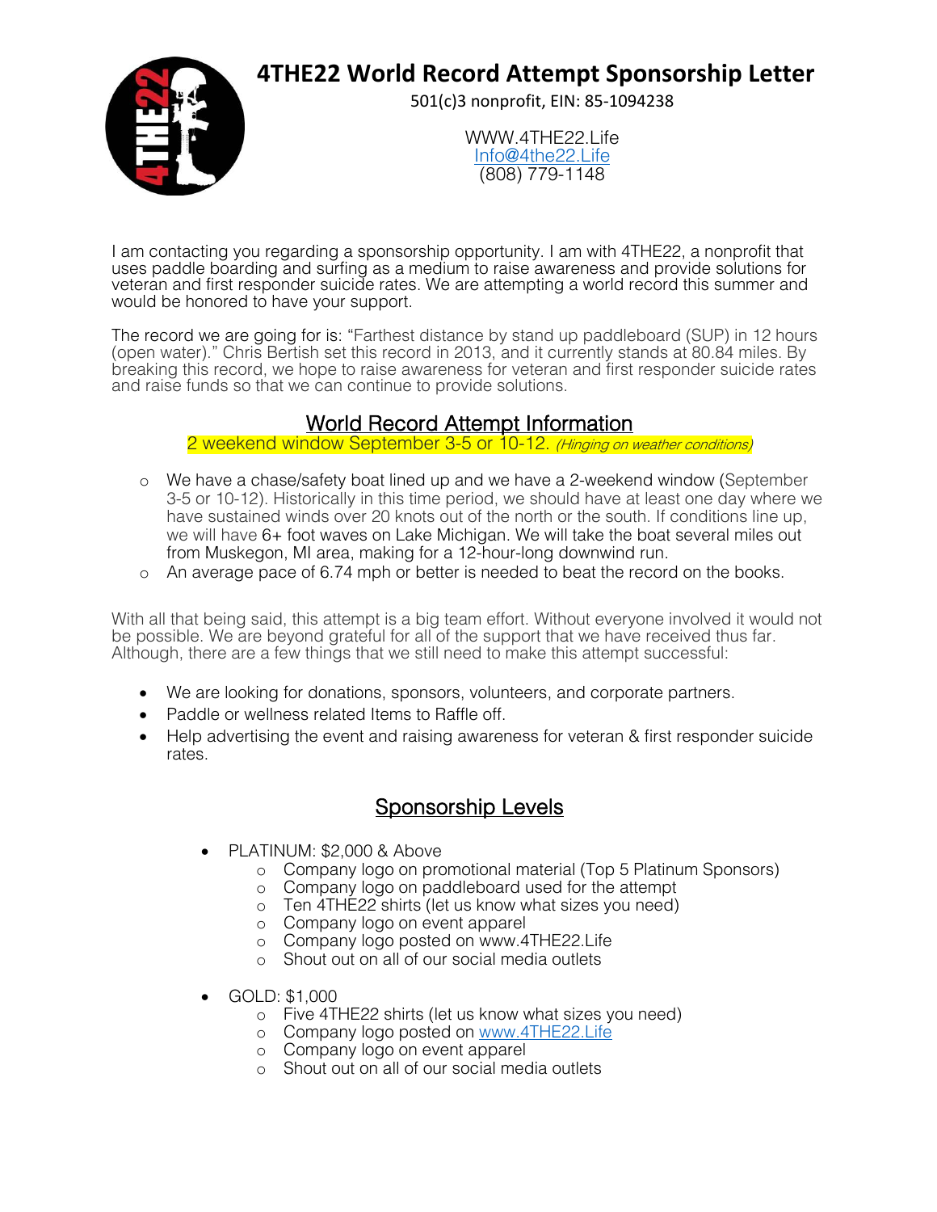# 4THE22 World Record Attempt Sponsorship Letter

501(c)3 nonprofit, EIN: 85-1094238

WWW.4THE22.Life
Info@4the22.Life
(808) 779-1148

I am contacting you regarding a sponsorship opportunity. I am with 4THE22, a nonprofit that uses paddle boarding and surfing as a medium to raise awareness and provide solutions for veteran and first responder suicide rates. We are attempting a world record this summer and would be honored to have your support.

The record we are going for is: "Farthest distance by stand up paddleboard (SUP) in 12 hours (open water)." Chris Bertish set this record in 2013, and it currently stands at 80.84 miles. By breaking this record, we hope to raise awareness for veteran and first responder suicide rates and raise funds so that we can continue to provide solutions.

## World Record Attempt Information

2 weekend window September 3-5 or 10-12. *(Hinging on weather conditions)*

- We have a chase/safety boat lined up and we have a 2-weekend window (September 3-5 or 10-12). Historically in this time period, we should have at least one day where we have sustained winds over 20 knots out of the north or the south. If conditions line up, we will have 6+ foot waves on Lake Michigan. We will take the boat several miles out from Muskegon, MI area, making for a 12-hour-long downwind run.
- An average pace of 6.74 mph or better is needed to beat the record on the books.

With all that being said, this attempt is a big team effort. Without everyone involved it would not be possible. We are beyond grateful for all of the support that we have received thus far. Although, there are a few things that we still need to make this attempt successful:

- We are looking for donations, sponsors, volunteers, and corporate partners.
- Paddle or wellness related Items to Raffle off.
- Help advertising the event and raising awareness for veteran & first responder suicide rates.

## Sponsorship Levels

- PLATINUM: $2,000 & Above
  - Company logo on promotional material (Top 5 Platinum Sponsors)
  - Company logo on paddleboard used for the attempt
  - Ten 4THE22 shirts (let us know what sizes you need)
  - Company logo on event apparel
  - Company logo posted on www.4THE22.Life
  - Shout out on all of our social media outlets
- GOLD: $1,000
  - Five 4THE22 shirts (let us know what sizes you need)
  - Company logo posted on www.4THE22.Life
  - Company logo on event apparel
  - Shout out on all of our social media outlets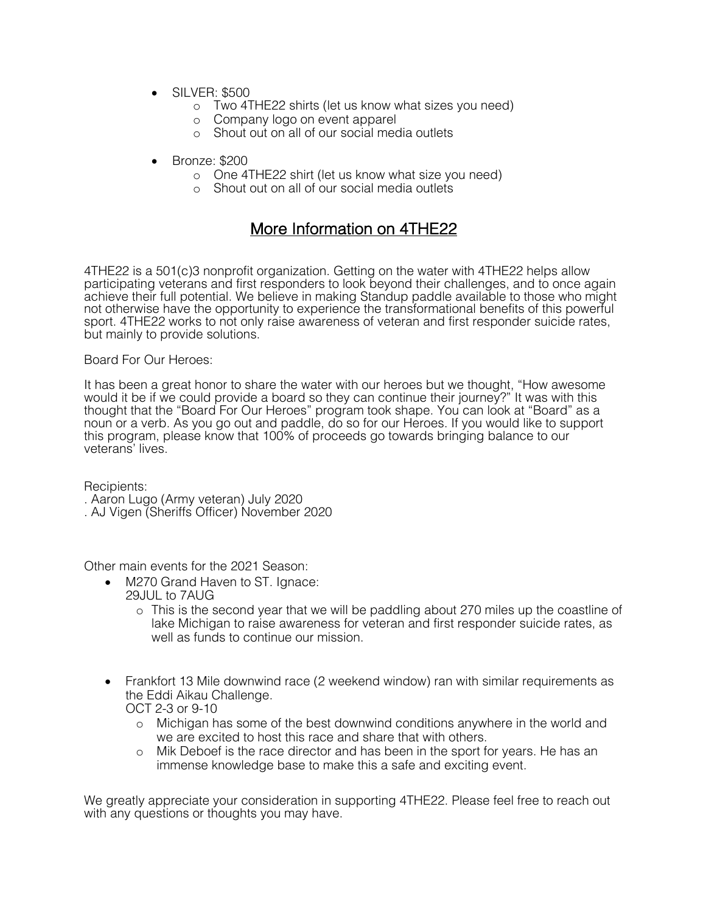- SILVER: $500
  - Two 4THE22 shirts (let us know what sizes you need)
  - Company logo on event apparel
  - Shout out on all of our social media outlets

- Bronze: $200
  - One 4THE22 shirt (let us know what size you need)
  - Shout out on all of our social media outlets

## More Information on 4THE22

4THE22 is a 501(c)3 nonprofit organization. Getting on the water with 4THE22 helps allow participating veterans and first responders to look beyond their challenges, and to once again achieve their full potential. We believe in making Standup paddle available to those who might not otherwise have the opportunity to experience the transformational benefits of this powerful sport. 4THE22 works to not only raise awareness of veteran and first responder suicide rates, but mainly to provide solutions.

Board For Our Heroes:

It has been a great honor to share the water with our heroes but we thought, "How awesome would it be if we could provide a board so they can continue their journey?" It was with this thought that the "Board For Our Heroes" program took shape. You can look at "Board" as a noun or a verb. As you go out and paddle, do so for our Heroes. If you would like to support this program, please know that 100% of proceeds go towards bringing balance to our veterans' lives.

Recipients:
. Aaron Lugo (Army veteran) July 2020
. AJ Vigen (Sheriffs Officer) November 2020

Other main events for the 2021 Season:

- M270 Grand Haven to ST. Ignace:
  29JUL to 7AUG
  - This is the second year that we will be paddling about 270 miles up the coastline of lake Michigan to raise awareness for veteran and first responder suicide rates, as well as funds to continue our mission.

- Frankfort 13 Mile downwind race (2 weekend window) ran with similar requirements as the Eddi Aikau Challenge.
  OCT 2-3 or 9-10
  - Michigan has some of the best downwind conditions anywhere in the world and we are excited to host this race and share that with others.
  - Mik Deboef is the race director and has been in the sport for years. He has an immense knowledge base to make this a safe and exciting event.

We greatly appreciate your consideration in supporting 4THE22. Please feel free to reach out with any questions or thoughts you may have.